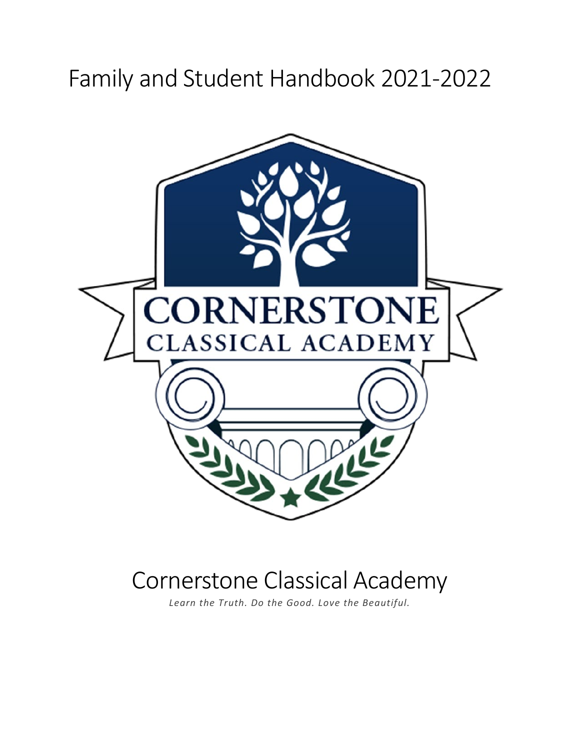# Family and Student Handbook 2021-2022

# Cornerstone Classical Academy

*Learn the Truth. Do the Good. Love the Beautiful.*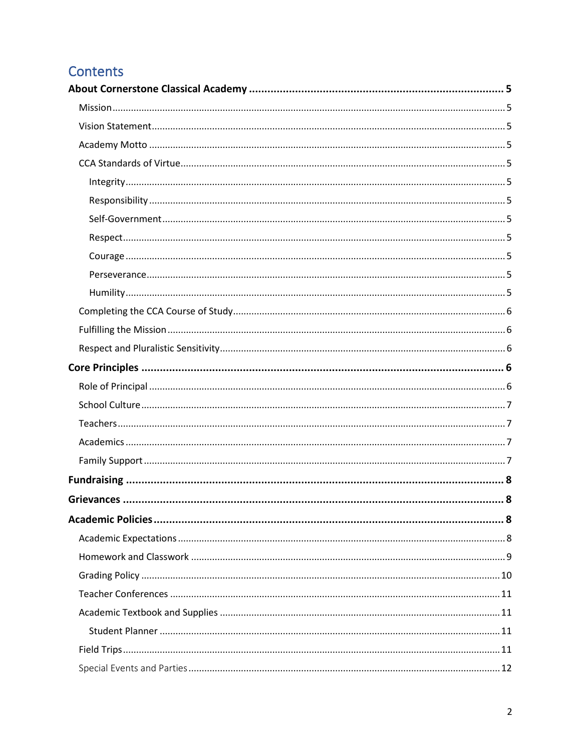# Contents

**About Cornerstone Classical Academy** ........................................ **5**

- Mission .................................................... 5
- Vision Statement .................................................... 5
- Academy Motto .................................................... 5
- CCA Standards of Virtue .................................................... 5
  - Integrity .................................................... 5
  - Responsibility .................................................... 5
  - Self-Government .................................................... 5
  - Respect .................................................... 5
  - Courage .................................................... 5
  - Perseverance .................................................... 5
  - Humility .................................................... 5
- Completing the CCA Course of Study .................................................... 6
- Fulfilling the Mission .................................................... 6
- Respect and Pluralistic Sensitivity .................................................... 6

**Core Principles** ........................................ **6**

- Role of Principal .................................................... 6
- School Culture .................................................... 7
- Teachers .................................................... 7
- Academics .................................................... 7
- Family Support .................................................... 7

**Fundraising** ........................................ **8**

**Grievances** ........................................ **8**

**Academic Policies** ........................................ **8**

- Academic Expectations .................................................... 8
- Homework and Classwork .................................................... 9
- Grading Policy .................................................... 10
- Teacher Conferences .................................................... 11
- Academic Textbook and Supplies .................................................... 11
  - Student Planner .................................................... 11
- Field Trips .................................................... 11
- Special Events and Parties .................................................... 12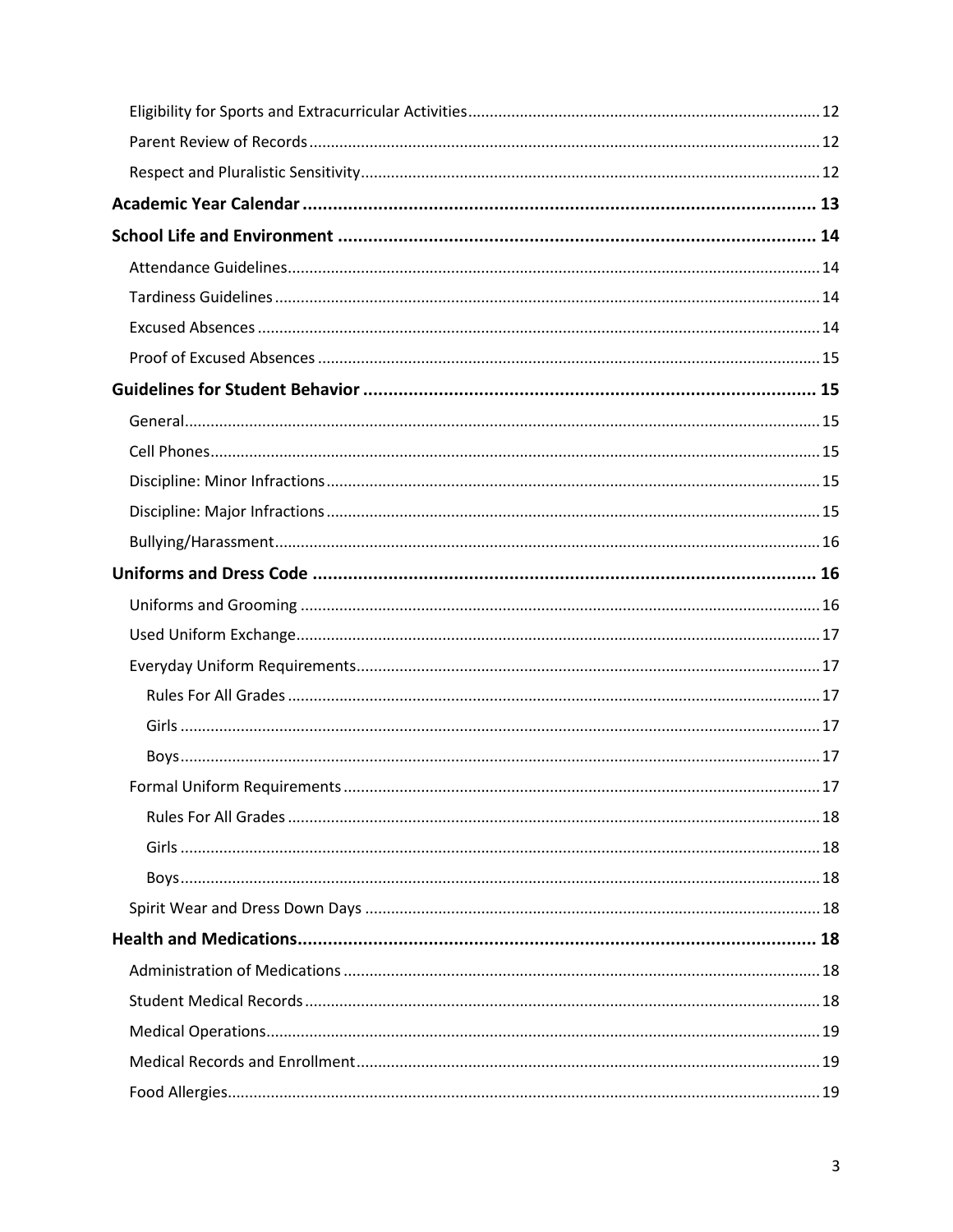- Eligibility for Sports and Extracurricular Activities ........ 12
- Parent Review of Records ........ 12
- Respect and Pluralistic Sensitivity ........ 12

**Academic Year Calendar ........ 13**

**School Life and Environment ........ 14**

- Attendance Guidelines ........ 14
- Tardiness Guidelines ........ 14
- Excused Absences ........ 14
- Proof of Excused Absences ........ 15

**Guidelines for Student Behavior ........ 15**

- General ........ 15
- Cell Phones ........ 15
- Discipline: Minor Infractions ........ 15
- Discipline: Major Infractions ........ 15
- Bullying/Harassment ........ 16

**Uniforms and Dress Code ........ 16**

- Uniforms and Grooming ........ 16
- Used Uniform Exchange ........ 17
- Everyday Uniform Requirements ........ 17
  - Rules For All Grades ........ 17
  - Girls ........ 17
  - Boys ........ 17
- Formal Uniform Requirements ........ 17
  - Rules For All Grades ........ 18
  - Girls ........ 18
  - Boys ........ 18
- Spirit Wear and Dress Down Days ........ 18

**Health and Medications ........ 18**

- Administration of Medications ........ 18
- Student Medical Records ........ 18
- Medical Operations ........ 19
- Medical Records and Enrollment ........ 19
- Food Allergies ........ 19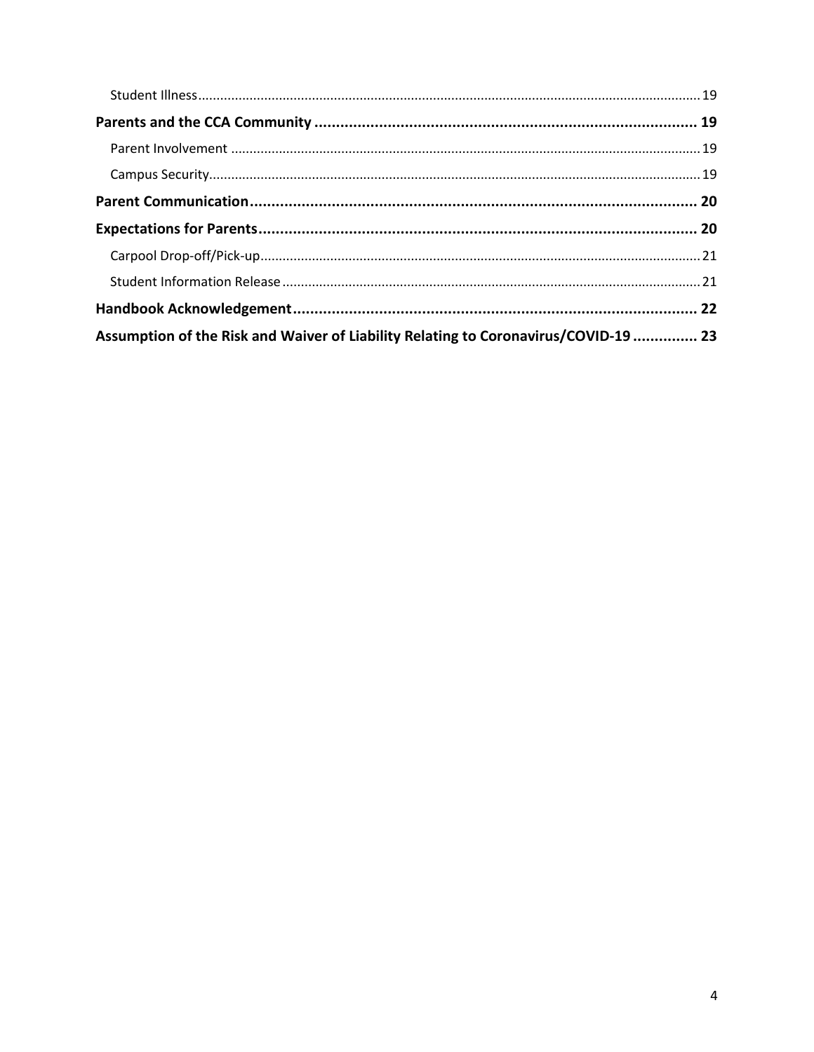Student Illness ........................................................ 19

**Parents and the CCA Community ........................................................ 19**

Parent Involvement ........................................................ 19

Campus Security ........................................................ 19

**Parent Communication ........................................................ 20**

**Expectations for Parents ........................................................ 20**

Carpool Drop-off/Pick-up ........................................................ 21

Student Information Release ........................................................ 21

**Handbook Acknowledgement ........................................................ 22**

**Assumption of the Risk and Waiver of Liability Relating to Coronavirus/COVID-19 .............. 23**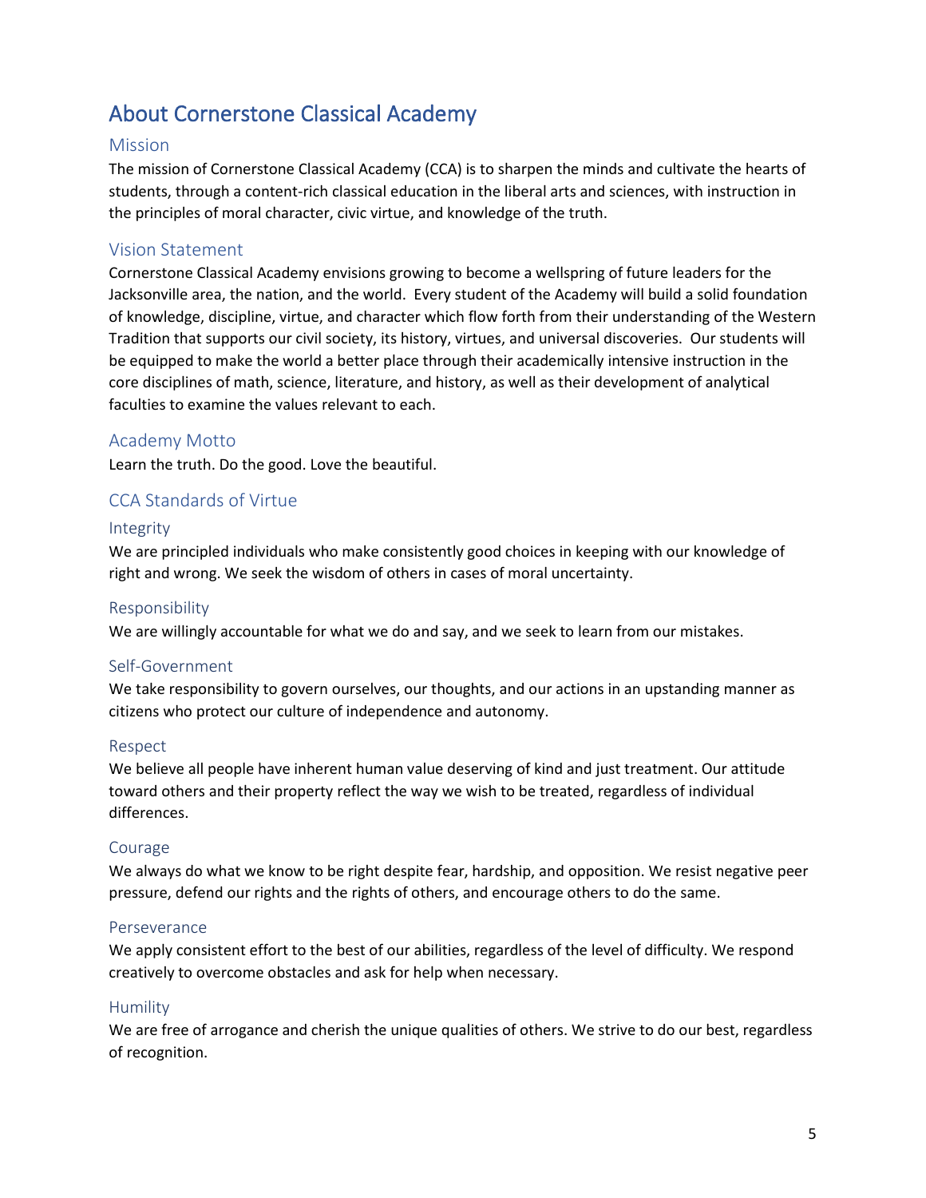# About Cornerstone Classical Academy

## Mission

The mission of Cornerstone Classical Academy (CCA) is to sharpen the minds and cultivate the hearts of students, through a content-rich classical education in the liberal arts and sciences, with instruction in the principles of moral character, civic virtue, and knowledge of the truth.

## Vision Statement

Cornerstone Classical Academy envisions growing to become a wellspring of future leaders for the Jacksonville area, the nation, and the world. Every student of the Academy will build a solid foundation of knowledge, discipline, virtue, and character which flow forth from their understanding of the Western Tradition that supports our civil society, its history, virtues, and universal discoveries. Our students will be equipped to make the world a better place through their academically intensive instruction in the core disciplines of math, science, literature, and history, as well as their development of analytical faculties to examine the values relevant to each.

## Academy Motto

Learn the truth. Do the good. Love the beautiful.

## CCA Standards of Virtue

### Integrity

We are principled individuals who make consistently good choices in keeping with our knowledge of right and wrong. We seek the wisdom of others in cases of moral uncertainty.

### Responsibility

We are willingly accountable for what we do and say, and we seek to learn from our mistakes.

### Self-Government

We take responsibility to govern ourselves, our thoughts, and our actions in an upstanding manner as citizens who protect our culture of independence and autonomy.

### Respect

We believe all people have inherent human value deserving of kind and just treatment. Our attitude toward others and their property reflect the way we wish to be treated, regardless of individual differences.

### Courage

We always do what we know to be right despite fear, hardship, and opposition. We resist negative peer pressure, defend our rights and the rights of others, and encourage others to do the same.

### Perseverance

We apply consistent effort to the best of our abilities, regardless of the level of difficulty. We respond creatively to overcome obstacles and ask for help when necessary.

### Humility

We are free of arrogance and cherish the unique qualities of others. We strive to do our best, regardless of recognition.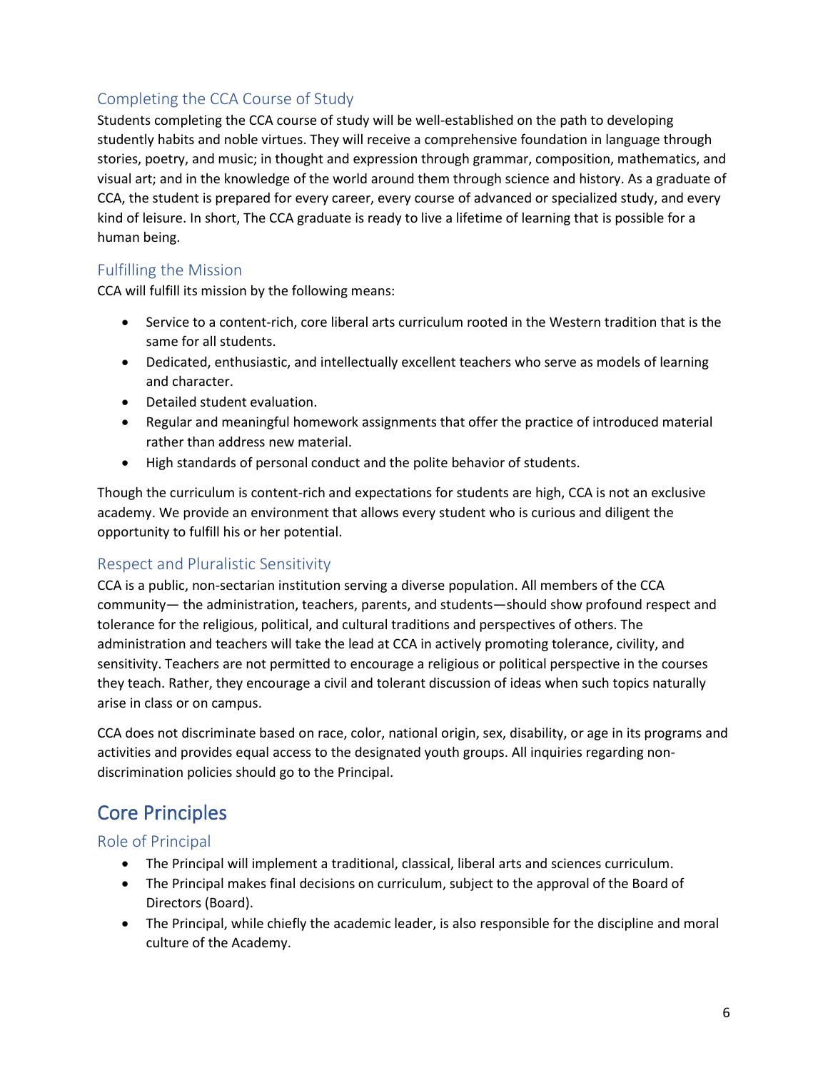### Completing the CCA Course of Study

Students completing the CCA course of study will be well-established on the path to developing studently habits and noble virtues. They will receive a comprehensive foundation in language through stories, poetry, and music; in thought and expression through grammar, composition, mathematics, and visual art; and in the knowledge of the world around them through science and history. As a graduate of CCA, the student is prepared for every career, every course of advanced or specialized study, and every kind of leisure. In short, The CCA graduate is ready to live a lifetime of learning that is possible for a human being.

### Fulfilling the Mission

CCA will fulfill its mission by the following means:

- Service to a content-rich, core liberal arts curriculum rooted in the Western tradition that is the same for all students.
- Dedicated, enthusiastic, and intellectually excellent teachers who serve as models of learning and character.
- Detailed student evaluation.
- Regular and meaningful homework assignments that offer the practice of introduced material rather than address new material.
- High standards of personal conduct and the polite behavior of students.

Though the curriculum is content-rich and expectations for students are high, CCA is not an exclusive academy. We provide an environment that allows every student who is curious and diligent the opportunity to fulfill his or her potential.

### Respect and Pluralistic Sensitivity

CCA is a public, non-sectarian institution serving a diverse population. All members of the CCA community— the administration, teachers, parents, and students—should show profound respect and tolerance for the religious, political, and cultural traditions and perspectives of others. The administration and teachers will take the lead at CCA in actively promoting tolerance, civility, and sensitivity. Teachers are not permitted to encourage a religious or political perspective in the courses they teach. Rather, they encourage a civil and tolerant discussion of ideas when such topics naturally arise in class or on campus.

CCA does not discriminate based on race, color, national origin, sex, disability, or age in its programs and activities and provides equal access to the designated youth groups. All inquiries regarding non-discrimination policies should go to the Principal.

## Core Principles

### Role of Principal

- The Principal will implement a traditional, classical, liberal arts and sciences curriculum.
- The Principal makes final decisions on curriculum, subject to the approval of the Board of Directors (Board).
- The Principal, while chiefly the academic leader, is also responsible for the discipline and moral culture of the Academy.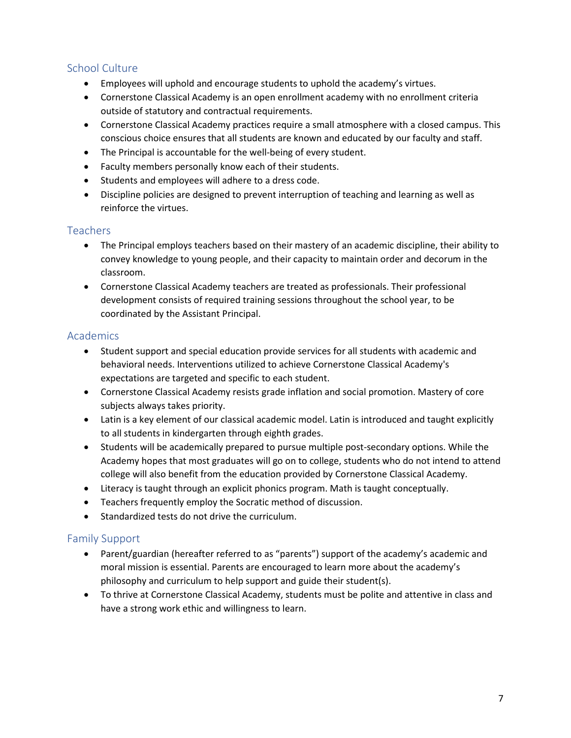## School Culture

- Employees will uphold and encourage students to uphold the academy's virtues.
- Cornerstone Classical Academy is an open enrollment academy with no enrollment criteria outside of statutory and contractual requirements.
- Cornerstone Classical Academy practices require a small atmosphere with a closed campus. This conscious choice ensures that all students are known and educated by our faculty and staff.
- The Principal is accountable for the well-being of every student.
- Faculty members personally know each of their students.
- Students and employees will adhere to a dress code.
- Discipline policies are designed to prevent interruption of teaching and learning as well as reinforce the virtues.

## Teachers

- The Principal employs teachers based on their mastery of an academic discipline, their ability to convey knowledge to young people, and their capacity to maintain order and decorum in the classroom.
- Cornerstone Classical Academy teachers are treated as professionals. Their professional development consists of required training sessions throughout the school year, to be coordinated by the Assistant Principal.

## Academics

- Student support and special education provide services for all students with academic and behavioral needs. Interventions utilized to achieve Cornerstone Classical Academy's expectations are targeted and specific to each student.
- Cornerstone Classical Academy resists grade inflation and social promotion. Mastery of core subjects always takes priority.
- Latin is a key element of our classical academic model. Latin is introduced and taught explicitly to all students in kindergarten through eighth grades.
- Students will be academically prepared to pursue multiple post-secondary options. While the Academy hopes that most graduates will go on to college, students who do not intend to attend college will also benefit from the education provided by Cornerstone Classical Academy.
- Literacy is taught through an explicit phonics program. Math is taught conceptually.
- Teachers frequently employ the Socratic method of discussion.
- Standardized tests do not drive the curriculum.

## Family Support

- Parent/guardian (hereafter referred to as "parents") support of the academy's academic and moral mission is essential. Parents are encouraged to learn more about the academy's philosophy and curriculum to help support and guide their student(s).
- To thrive at Cornerstone Classical Academy, students must be polite and attentive in class and have a strong work ethic and willingness to learn.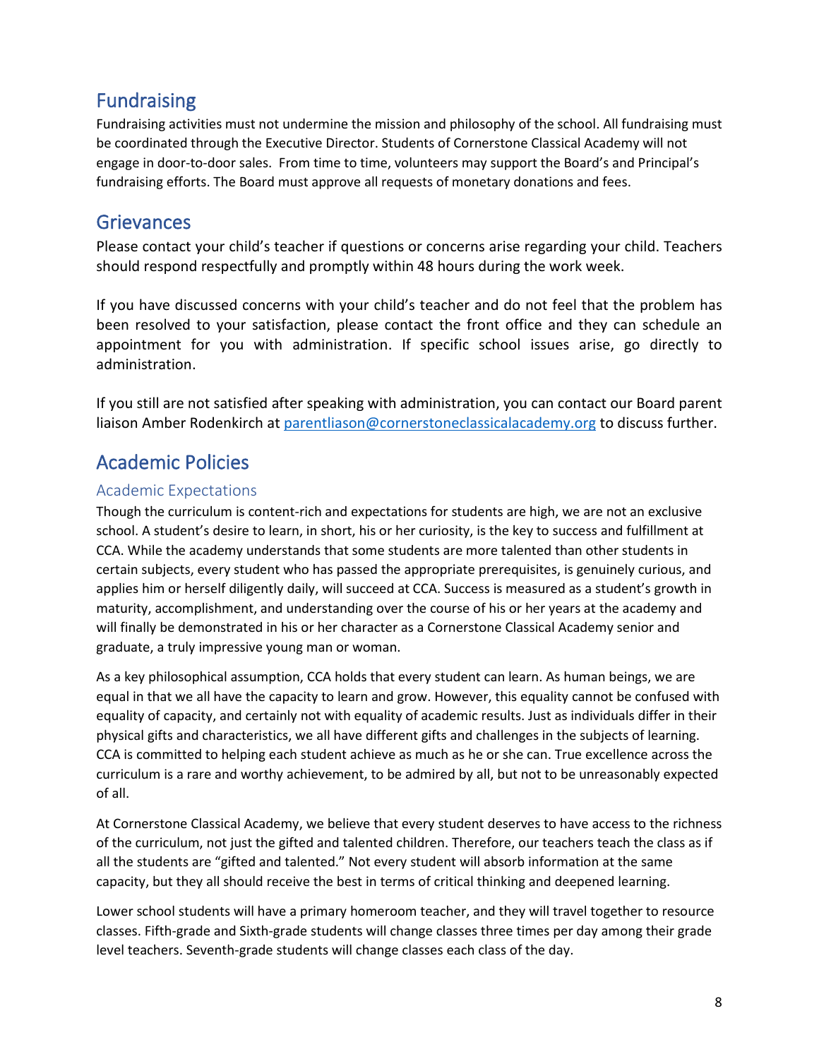## Fundraising

Fundraising activities must not undermine the mission and philosophy of the school. All fundraising must be coordinated through the Executive Director. Students of Cornerstone Classical Academy will not engage in door-to-door sales. From time to time, volunteers may support the Board's and Principal's fundraising efforts. The Board must approve all requests of monetary donations and fees.

## Grievances

Please contact your child's teacher if questions or concerns arise regarding your child. Teachers should respond respectfully and promptly within 48 hours during the work week.

If you have discussed concerns with your child's teacher and do not feel that the problem has been resolved to your satisfaction, please contact the front office and they can schedule an appointment for you with administration. If specific school issues arise, go directly to administration.

If you still are not satisfied after speaking with administration, you can contact our Board parent liaison Amber Rodenkirch at [parentliason@cornerstoneclassicalacademy.org](mailto:parentliason@cornerstoneclassicalacademy.org) to discuss further.

## Academic Policies

### Academic Expectations

Though the curriculum is content-rich and expectations for students are high, we are not an exclusive school. A student's desire to learn, in short, his or her curiosity, is the key to success and fulfillment at CCA. While the academy understands that some students are more talented than other students in certain subjects, every student who has passed the appropriate prerequisites, is genuinely curious, and applies him or herself diligently daily, will succeed at CCA. Success is measured as a student's growth in maturity, accomplishment, and understanding over the course of his or her years at the academy and will finally be demonstrated in his or her character as a Cornerstone Classical Academy senior and graduate, a truly impressive young man or woman.

As a key philosophical assumption, CCA holds that every student can learn. As human beings, we are equal in that we all have the capacity to learn and grow. However, this equality cannot be confused with equality of capacity, and certainly not with equality of academic results. Just as individuals differ in their physical gifts and characteristics, we all have different gifts and challenges in the subjects of learning. CCA is committed to helping each student achieve as much as he or she can. True excellence across the curriculum is a rare and worthy achievement, to be admired by all, but not to be unreasonably expected of all.

At Cornerstone Classical Academy, we believe that every student deserves to have access to the richness of the curriculum, not just the gifted and talented children. Therefore, our teachers teach the class as if all the students are "gifted and talented." Not every student will absorb information at the same capacity, but they all should receive the best in terms of critical thinking and deepened learning.

Lower school students will have a primary homeroom teacher, and they will travel together to resource classes. Fifth-grade and Sixth-grade students will change classes three times per day among their grade level teachers. Seventh-grade students will change classes each class of the day.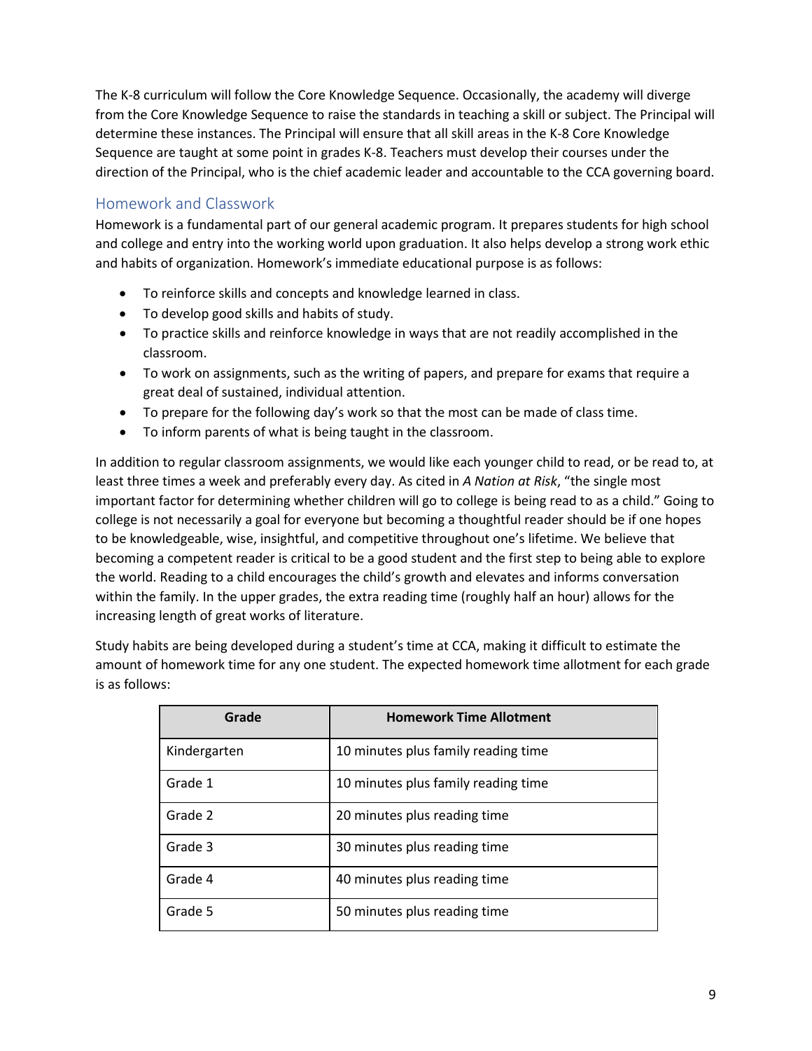The K-8 curriculum will follow the Core Knowledge Sequence. Occasionally, the academy will diverge from the Core Knowledge Sequence to raise the standards in teaching a skill or subject. The Principal will determine these instances. The Principal will ensure that all skill areas in the K-8 Core Knowledge Sequence are taught at some point in grades K-8. Teachers must develop their courses under the direction of the Principal, who is the chief academic leader and accountable to the CCA governing board.

## Homework and Classwork

Homework is a fundamental part of our general academic program. It prepares students for high school and college and entry into the working world upon graduation. It also helps develop a strong work ethic and habits of organization. Homework's immediate educational purpose is as follows:

- To reinforce skills and concepts and knowledge learned in class.
- To develop good skills and habits of study.
- To practice skills and reinforce knowledge in ways that are not readily accomplished in the classroom.
- To work on assignments, such as the writing of papers, and prepare for exams that require a great deal of sustained, individual attention.
- To prepare for the following day's work so that the most can be made of class time.
- To inform parents of what is being taught in the classroom.

In addition to regular classroom assignments, we would like each younger child to read, or be read to, at least three times a week and preferably every day. As cited in *A Nation at Risk*, "the single most important factor for determining whether children will go to college is being read to as a child." Going to college is not necessarily a goal for everyone but becoming a thoughtful reader should be if one hopes to be knowledgeable, wise, insightful, and competitive throughout one's lifetime. We believe that becoming a competent reader is critical to be a good student and the first step to being able to explore the world. Reading to a child encourages the child's growth and elevates and informs conversation within the family. In the upper grades, the extra reading time (roughly half an hour) allows for the increasing length of great works of literature.

Study habits are being developed during a student's time at CCA, making it difficult to estimate the amount of homework time for any one student. The expected homework time allotment for each grade is as follows:

| Grade | Homework Time Allotment |
|---|---|
| Kindergarten | 10 minutes plus family reading time |
| Grade 1 | 10 minutes plus family reading time |
| Grade 2 | 20 minutes plus reading time |
| Grade 3 | 30 minutes plus reading time |
| Grade 4 | 40 minutes plus reading time |
| Grade 5 | 50 minutes plus reading time |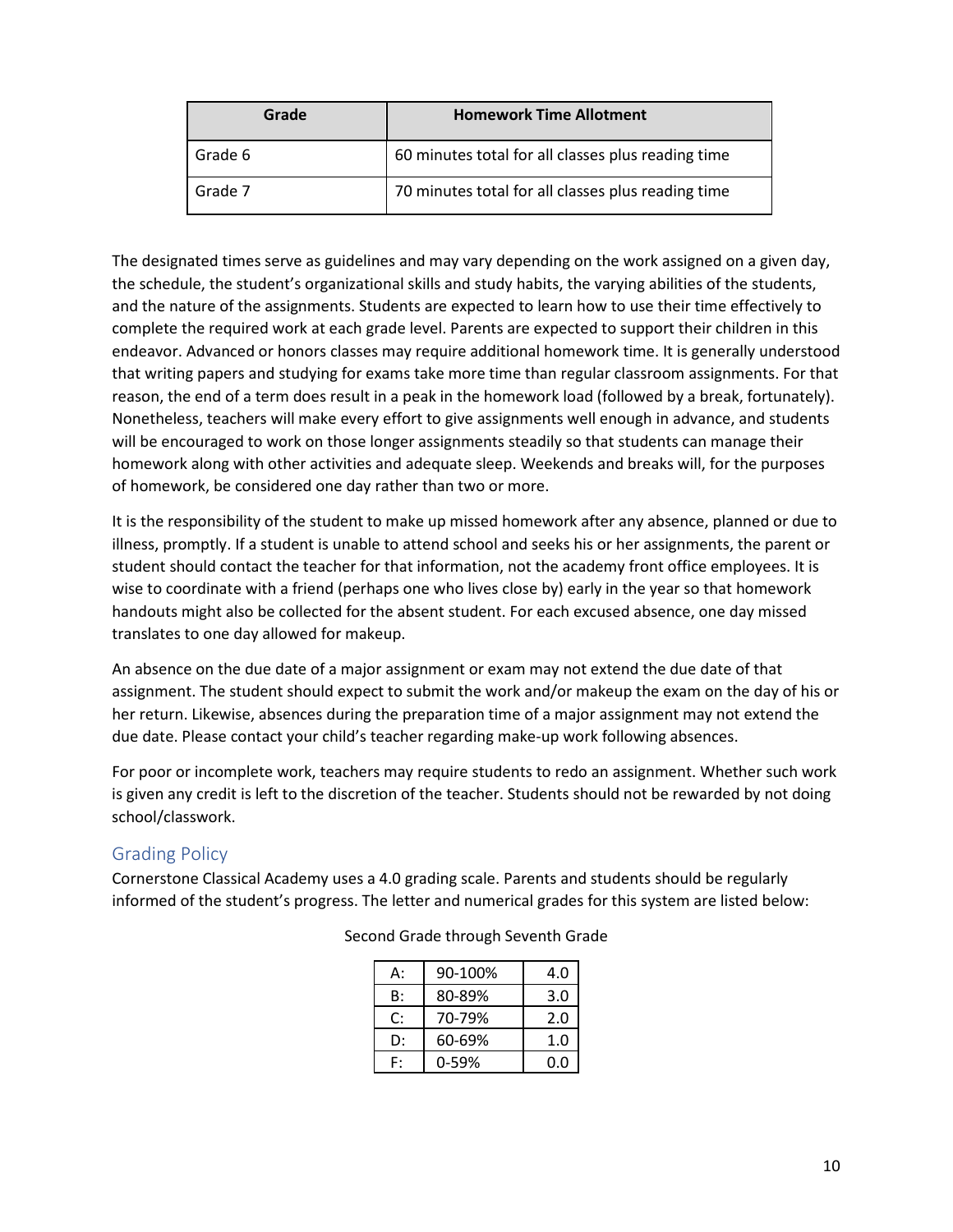| Grade | Homework Time Allotment |
|---|---|
| Grade 6 | 60 minutes total for all classes plus reading time |
| Grade 7 | 70 minutes total for all classes plus reading time |

The designated times serve as guidelines and may vary depending on the work assigned on a given day, the schedule, the student's organizational skills and study habits, the varying abilities of the students, and the nature of the assignments. Students are expected to learn how to use their time effectively to complete the required work at each grade level. Parents are expected to support their children in this endeavor. Advanced or honors classes may require additional homework time. It is generally understood that writing papers and studying for exams take more time than regular classroom assignments. For that reason, the end of a term does result in a peak in the homework load (followed by a break, fortunately). Nonetheless, teachers will make every effort to give assignments well enough in advance, and students will be encouraged to work on those longer assignments steadily so that students can manage their homework along with other activities and adequate sleep. Weekends and breaks will, for the purposes of homework, be considered one day rather than two or more.

It is the responsibility of the student to make up missed homework after any absence, planned or due to illness, promptly. If a student is unable to attend school and seeks his or her assignments, the parent or student should contact the teacher for that information, not the academy front office employees. It is wise to coordinate with a friend (perhaps one who lives close by) early in the year so that homework handouts might also be collected for the absent student. For each excused absence, one day missed translates to one day allowed for makeup.

An absence on the due date of a major assignment or exam may not extend the due date of that assignment. The student should expect to submit the work and/or makeup the exam on the day of his or her return. Likewise, absences during the preparation time of a major assignment may not extend the due date. Please contact your child's teacher regarding make-up work following absences.

For poor or incomplete work, teachers may require students to redo an assignment. Whether such work is given any credit is left to the discretion of the teacher. Students should not be rewarded by not doing school/classwork.

## Grading Policy

Cornerstone Classical Academy uses a 4.0 grading scale. Parents and students should be regularly informed of the student's progress. The letter and numerical grades for this system are listed below:

Second Grade through Seventh Grade

| Grade | Percentage | Points |
|---|---|---|
| A: | 90-100% | 4.0 |
| B: | 80-89% | 3.0 |
| C: | 70-79% | 2.0 |
| D: | 60-69% | 1.0 |
| F: | 0-59% | 0.0 |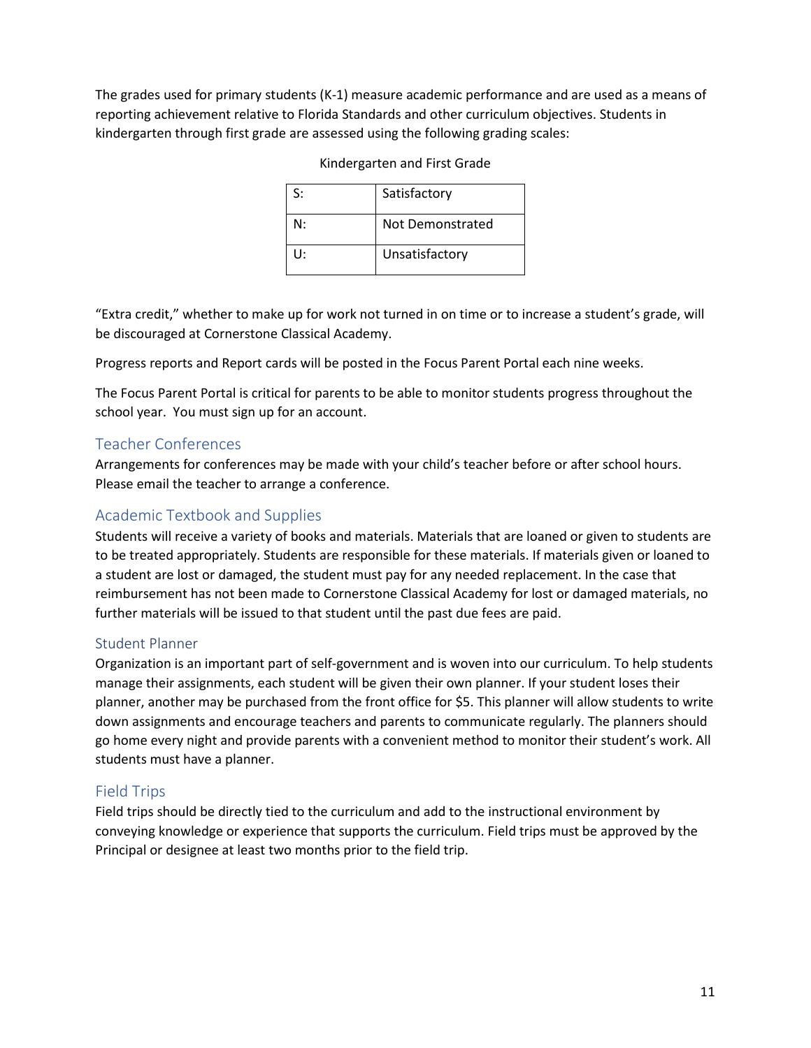The grades used for primary students (K-1) measure academic performance and are used as a means of reporting achievement relative to Florida Standards and other curriculum objectives. Students in kindergarten through first grade are assessed using the following grading scales:

Kindergarten and First Grade

| S: | Satisfactory |
|---|---|
| N: | Not Demonstrated |
| U: | Unsatisfactory |

“Extra credit,” whether to make up for work not turned in on time or to increase a student’s grade, will be discouraged at Cornerstone Classical Academy.

Progress reports and Report cards will be posted in the Focus Parent Portal each nine weeks.

The Focus Parent Portal is critical for parents to be able to monitor students progress throughout the school year. You must sign up for an account.

## Teacher Conferences

Arrangements for conferences may be made with your child’s teacher before or after school hours. Please email the teacher to arrange a conference.

## Academic Textbook and Supplies

Students will receive a variety of books and materials. Materials that are loaned or given to students are to be treated appropriately. Students are responsible for these materials. If materials given or loaned to a student are lost or damaged, the student must pay for any needed replacement. In the case that reimbursement has not been made to Cornerstone Classical Academy for lost or damaged materials, no further materials will be issued to that student until the past due fees are paid.

### Student Planner

Organization is an important part of self-government and is woven into our curriculum. To help students manage their assignments, each student will be given their own planner. If your student loses their planner, another may be purchased from the front office for $5. This planner will allow students to write down assignments and encourage teachers and parents to communicate regularly. The planners should go home every night and provide parents with a convenient method to monitor their student’s work. All students must have a planner.

## Field Trips

Field trips should be directly tied to the curriculum and add to the instructional environment by conveying knowledge or experience that supports the curriculum. Field trips must be approved by the Principal or designee at least two months prior to the field trip.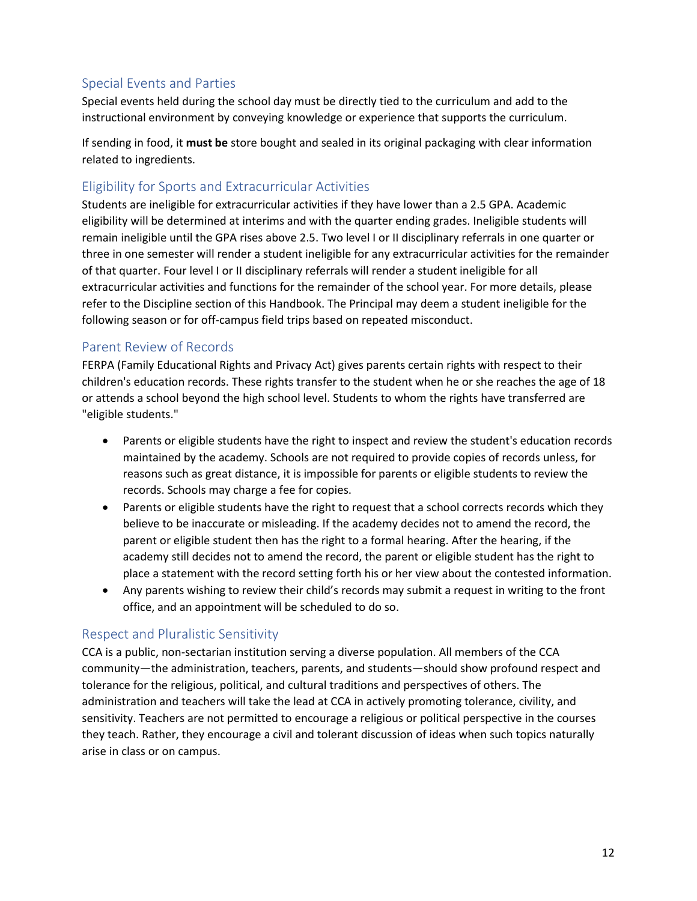## Special Events and Parties

Special events held during the school day must be directly tied to the curriculum and add to the instructional environment by conveying knowledge or experience that supports the curriculum.

If sending in food, it **must be** store bought and sealed in its original packaging with clear information related to ingredients.

## Eligibility for Sports and Extracurricular Activities

Students are ineligible for extracurricular activities if they have lower than a 2.5 GPA. Academic eligibility will be determined at interims and with the quarter ending grades. Ineligible students will remain ineligible until the GPA rises above 2.5. Two level I or II disciplinary referrals in one quarter or three in one semester will render a student ineligible for any extracurricular activities for the remainder of that quarter. Four level I or II disciplinary referrals will render a student ineligible for all extracurricular activities and functions for the remainder of the school year. For more details, please refer to the Discipline section of this Handbook. The Principal may deem a student ineligible for the following season or for off-campus field trips based on repeated misconduct.

## Parent Review of Records

FERPA (Family Educational Rights and Privacy Act) gives parents certain rights with respect to their children's education records. These rights transfer to the student when he or she reaches the age of 18 or attends a school beyond the high school level. Students to whom the rights have transferred are "eligible students."

- Parents or eligible students have the right to inspect and review the student's education records maintained by the academy. Schools are not required to provide copies of records unless, for reasons such as great distance, it is impossible for parents or eligible students to review the records. Schools may charge a fee for copies.
- Parents or eligible students have the right to request that a school corrects records which they believe to be inaccurate or misleading. If the academy decides not to amend the record, the parent or eligible student then has the right to a formal hearing. After the hearing, if the academy still decides not to amend the record, the parent or eligible student has the right to place a statement with the record setting forth his or her view about the contested information.
- Any parents wishing to review their child's records may submit a request in writing to the front office, and an appointment will be scheduled to do so.

## Respect and Pluralistic Sensitivity

CCA is a public, non-sectarian institution serving a diverse population. All members of the CCA community—the administration, teachers, parents, and students—should show profound respect and tolerance for the religious, political, and cultural traditions and perspectives of others. The administration and teachers will take the lead at CCA in actively promoting tolerance, civility, and sensitivity. Teachers are not permitted to encourage a religious or political perspective in the courses they teach. Rather, they encourage a civil and tolerant discussion of ideas when such topics naturally arise in class or on campus.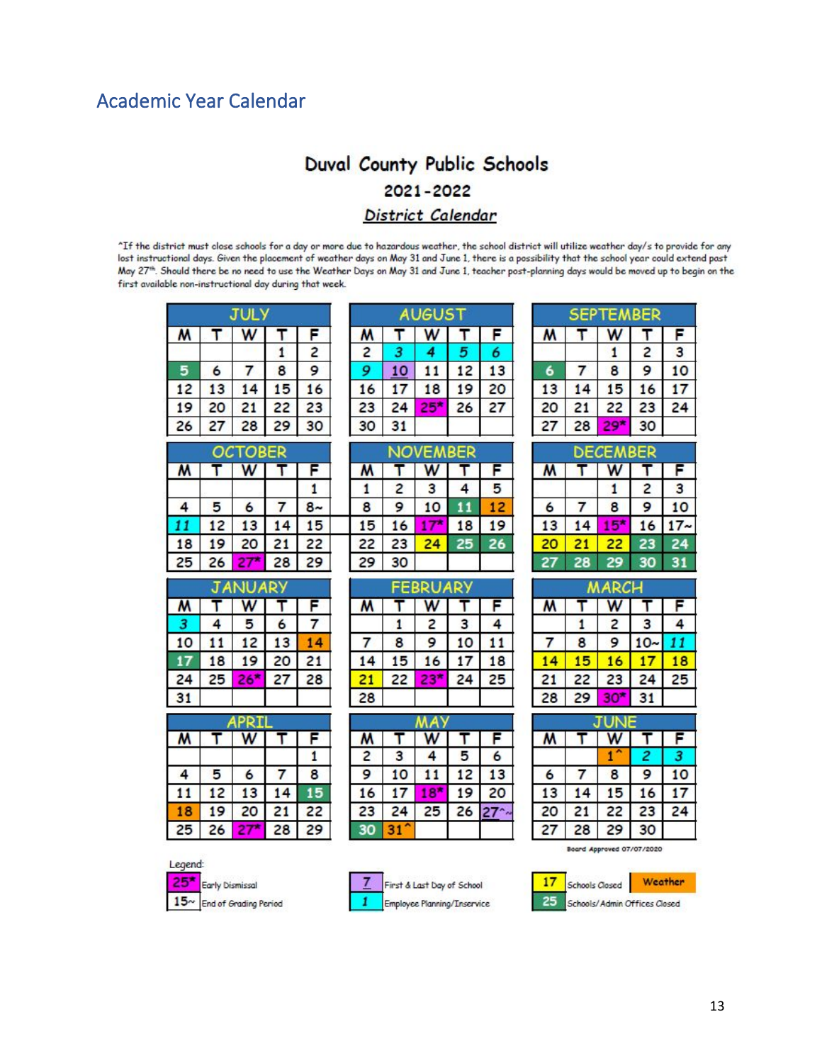## Academic Year Calendar

**Duval County Public Schools**

**2021-2022**

***District Calendar***

^If the district must close schools for a day or more due to hazardous weather, the school district will utilize weather day/s to provide for any lost instructional days. Given the placement of weather days on May 31 and June 1, there is a possibility that the school year could extend past May 27th. Should there be no need to use the Weather Days on May 31 and June 1, teacher post-planning days would be moved up to begin on the first available non-instructional day during that week.

**JULY**

| M | T | W | T | F |
|---|---|---|---|---|
| | | | 1 | 2 |
| 5 | 6 | 7 | 8 | 9 |
| 12 | 13 | 14 | 15 | 16 |
| 19 | 20 | 21 | 22 | 23 |
| 26 | 27 | 28 | 29 | 30 |

**AUGUST**

| M | T | W | T | F |
|---|---|---|---|---|
| 2 | 3 | 4 | 5 | 6 |
| 9 | 10 | 11 | 12 | 13 |
| 16 | 17 | 18 | 19 | 20 |
| 23 | 24 | 25* | 26 | 27 |
| 30 | 31 | | | |

**SEPTEMBER**

| M | T | W | T | F |
|---|---|---|---|---|
| | | 1 | 2 | 3 |
| 6 | 7 | 8 | 9 | 10 |
| 13 | 14 | 15 | 16 | 17 |
| 20 | 21 | 22 | 23 | 24 |
| 27 | 28 | 29* | 30 | |

**OCTOBER**

| M | T | W | T | F |
|---|---|---|---|---|
| | | | | 1 |
| 4 | 5 | 6 | 7 | 8~ |
| 11 | 12 | 13 | 14 | 15 |
| 18 | 19 | 20 | 21 | 22 |
| 25 | 26 | 27* | 28 | 29 |

**NOVEMBER**

| M | T | W | T | F |
|---|---|---|---|---|
| 1 | 2 | 3 | 4 | 5 |
| 8 | 9 | 10 | 11 | 12 |
| 15 | 16 | 17* | 18 | 19 |
| 22 | 23 | 24 | 25 | 26 |
| 29 | 30 | | | |

**DECEMBER**

| M | T | W | T | F |
|---|---|---|---|---|
| | | 1 | 2 | 3 |
| 6 | 7 | 8 | 9 | 10 |
| 13 | 14 | 15* | 16 | 17~ |
| 20 | 21 | 22 | 23 | 24 |
| 27 | 28 | 29 | 30 | 31 |

**JANUARY**

| M | T | W | T | F |
|---|---|---|---|---|
| 3 | 4 | 5 | 6 | 7 |
| 10 | 11 | 12 | 13 | 14 |
| 17 | 18 | 19 | 20 | 21 |
| 24 | 25 | 26* | 27 | 28 |
| 31 | | | | |

**FEBRUARY**

| M | T | W | T | F |
|---|---|---|---|---|
| | 1 | 2 | 3 | 4 |
| 7 | 8 | 9 | 10 | 11 |
| 14 | 15 | 16 | 17 | 18 |
| 21 | 22 | 23* | 24 | 25 |
| 28 | | | | |

**MARCH**

| M | T | W | T | F |
|---|---|---|---|---|
| | 1 | 2 | 3 | 4 |
| 7 | 8 | 9 | 10~ | 11 |
| 14 | 15 | 16 | 17 | 18 |
| 21 | 22 | 23 | 24 | 25 |
| 28 | 29 | 30* | 31 | |

**APRIL**

| M | T | W | T | F |
|---|---|---|---|---|
| | | | | 1 |
| 4 | 5 | 6 | 7 | 8 |
| 11 | 12 | 13 | 14 | 15 |
| 18 | 19 | 20 | 21 | 22 |
| 25 | 26 | 27* | 28 | 29 |

**MAY**

| M | T | W | T | F |
|---|---|---|---|---|
| 2 | 3 | 4 | 5 | 6 |
| 9 | 10 | 11 | 12 | 13 |
| 16 | 17 | 18* | 19 | 20 |
| 23 | 24 | 25 | 26 | 27^~ |
| 30 | 31^ | | | |

**JUNE**

| M | T | W | T | F |
|---|---|---|---|---|
| | | 1^ | 2 | 3 |
| 6 | 7 | 8 | 9 | 10 |
| 13 | 14 | 15 | 16 | 17 |
| 20 | 21 | 22 | 23 | 24 |
| 27 | 28 | 29 | 30 | |

Board Approved 07/07/2020

Legend:

- 25* Early Dismissal
- 15~ End of Grading Period
- 7 First & Last Day of School
- 1 Employee Planning/Inservice
- 17 Schools Closed
- 25 Schools/Admin Offices Closed
- Weather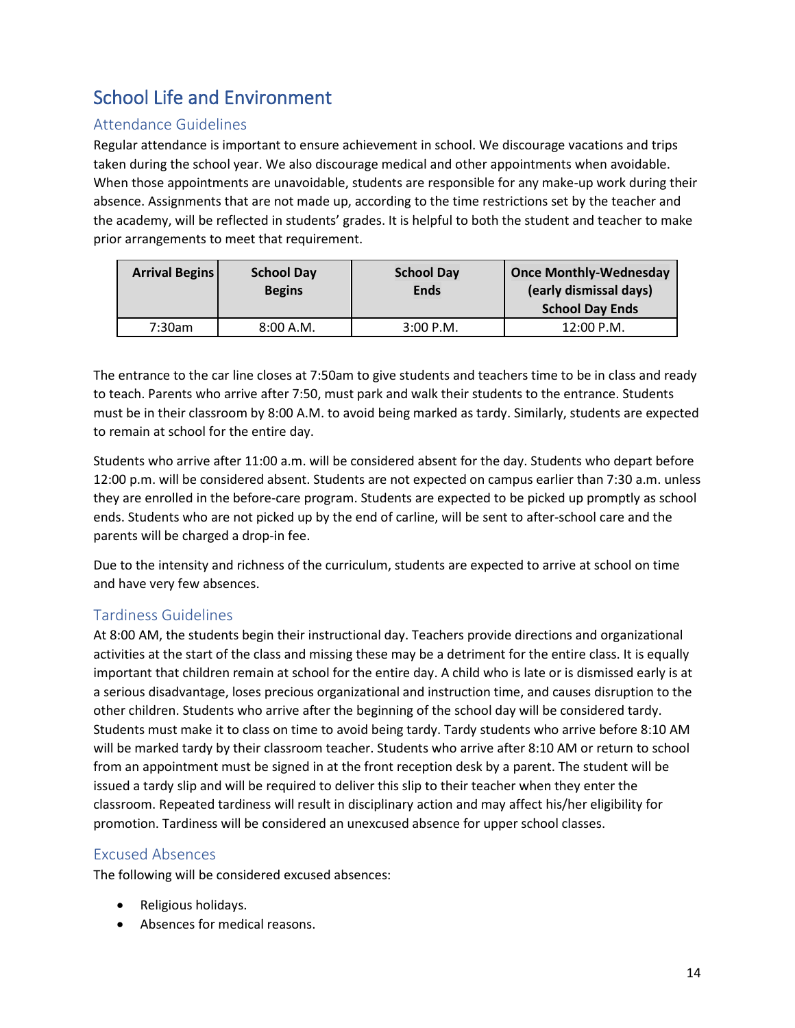# School Life and Environment

## Attendance Guidelines

Regular attendance is important to ensure achievement in school. We discourage vacations and trips taken during the school year. We also discourage medical and other appointments when avoidable. When those appointments are unavoidable, students are responsible for any make-up work during their absence. Assignments that are not made up, according to the time restrictions set by the teacher and the academy, will be reflected in students' grades. It is helpful to both the student and teacher to make prior arrangements to meet that requirement.

| Arrival Begins | School Day Begins | School Day Ends | Once Monthly-Wednesday (early dismissal days) School Day Ends |
|---|---|---|---|
| 7:30am | 8:00 A.M. | 3:00 P.M. | 12:00 P.M. |

The entrance to the car line closes at 7:50am to give students and teachers time to be in class and ready to teach. Parents who arrive after 7:50, must park and walk their students to the entrance. Students must be in their classroom by 8:00 A.M. to avoid being marked as tardy. Similarly, students are expected to remain at school for the entire day.

Students who arrive after 11:00 a.m. will be considered absent for the day. Students who depart before 12:00 p.m. will be considered absent. Students are not expected on campus earlier than 7:30 a.m. unless they are enrolled in the before-care program. Students are expected to be picked up promptly as school ends. Students who are not picked up by the end of carline, will be sent to after-school care and the parents will be charged a drop-in fee.

Due to the intensity and richness of the curriculum, students are expected to arrive at school on time and have very few absences.

## Tardiness Guidelines

At 8:00 AM, the students begin their instructional day. Teachers provide directions and organizational activities at the start of the class and missing these may be a detriment for the entire class. It is equally important that children remain at school for the entire day. A child who is late or is dismissed early is at a serious disadvantage, loses precious organizational and instruction time, and causes disruption to the other children. Students who arrive after the beginning of the school day will be considered tardy. Students must make it to class on time to avoid being tardy. Tardy students who arrive before 8:10 AM will be marked tardy by their classroom teacher. Students who arrive after 8:10 AM or return to school from an appointment must be signed in at the front reception desk by a parent. The student will be issued a tardy slip and will be required to deliver this slip to their teacher when they enter the classroom. Repeated tardiness will result in disciplinary action and may affect his/her eligibility for promotion. Tardiness will be considered an unexcused absence for upper school classes.

## Excused Absences

The following will be considered excused absences:

- Religious holidays.
- Absences for medical reasons.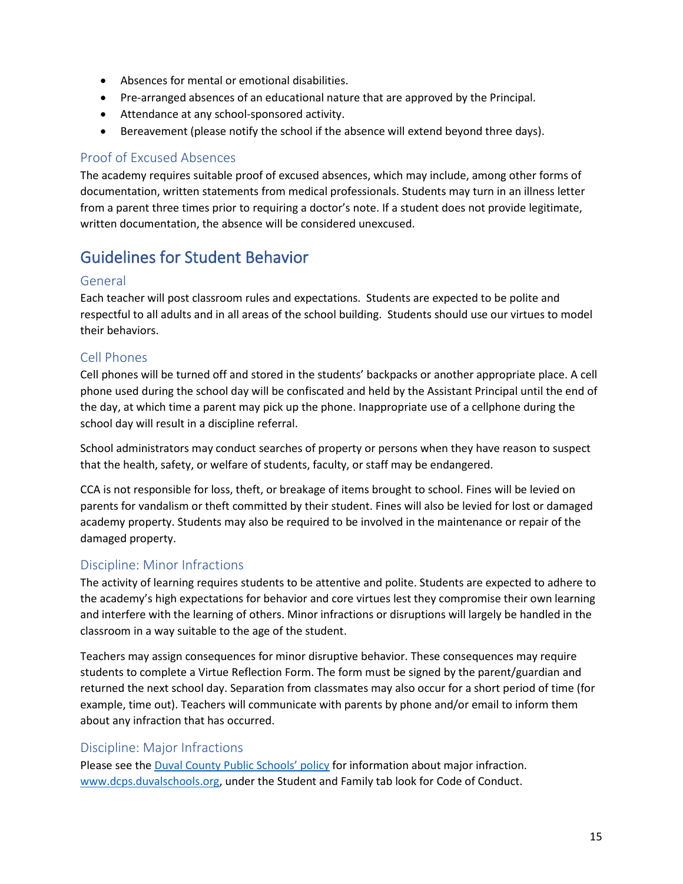- Absences for mental or emotional disabilities.
- Pre-arranged absences of an educational nature that are approved by the Principal.
- Attendance at any school-sponsored activity.
- Bereavement (please notify the school if the absence will extend beyond three days).

### Proof of Excused Absences

The academy requires suitable proof of excused absences, which may include, among other forms of documentation, written statements from medical professionals. Students may turn in an illness letter from a parent three times prior to requiring a doctor's note. If a student does not provide legitimate, written documentation, the absence will be considered unexcused.

## Guidelines for Student Behavior

### General

Each teacher will post classroom rules and expectations. Students are expected to be polite and respectful to all adults and in all areas of the school building. Students should use our virtues to model their behaviors.

### Cell Phones

Cell phones will be turned off and stored in the students' backpacks or another appropriate place. A cell phone used during the school day will be confiscated and held by the Assistant Principal until the end of the day, at which time a parent may pick up the phone. Inappropriate use of a cellphone during the school day will result in a discipline referral.

School administrators may conduct searches of property or persons when they have reason to suspect that the health, safety, or welfare of students, faculty, or staff may be endangered.

CCA is not responsible for loss, theft, or breakage of items brought to school. Fines will be levied on parents for vandalism or theft committed by their student. Fines will also be levied for lost or damaged academy property. Students may also be required to be involved in the maintenance or repair of the damaged property.

### Discipline: Minor Infractions

The activity of learning requires students to be attentive and polite. Students are expected to adhere to the academy's high expectations for behavior and core virtues lest they compromise their own learning and interfere with the learning of others. Minor infractions or disruptions will largely be handled in the classroom in a way suitable to the age of the student.

Teachers may assign consequences for minor disruptive behavior. These consequences may require students to complete a Virtue Reflection Form. The form must be signed by the parent/guardian and returned the next school day. Separation from classmates may also occur for a short period of time (for example, time out). Teachers will communicate with parents by phone and/or email to inform them about any infraction that has occurred.

### Discipline: Major Infractions

Please see the Duval County Public Schools' policy for information about major infraction. www.dcps.duvalschools.org, under the Student and Family tab look for Code of Conduct.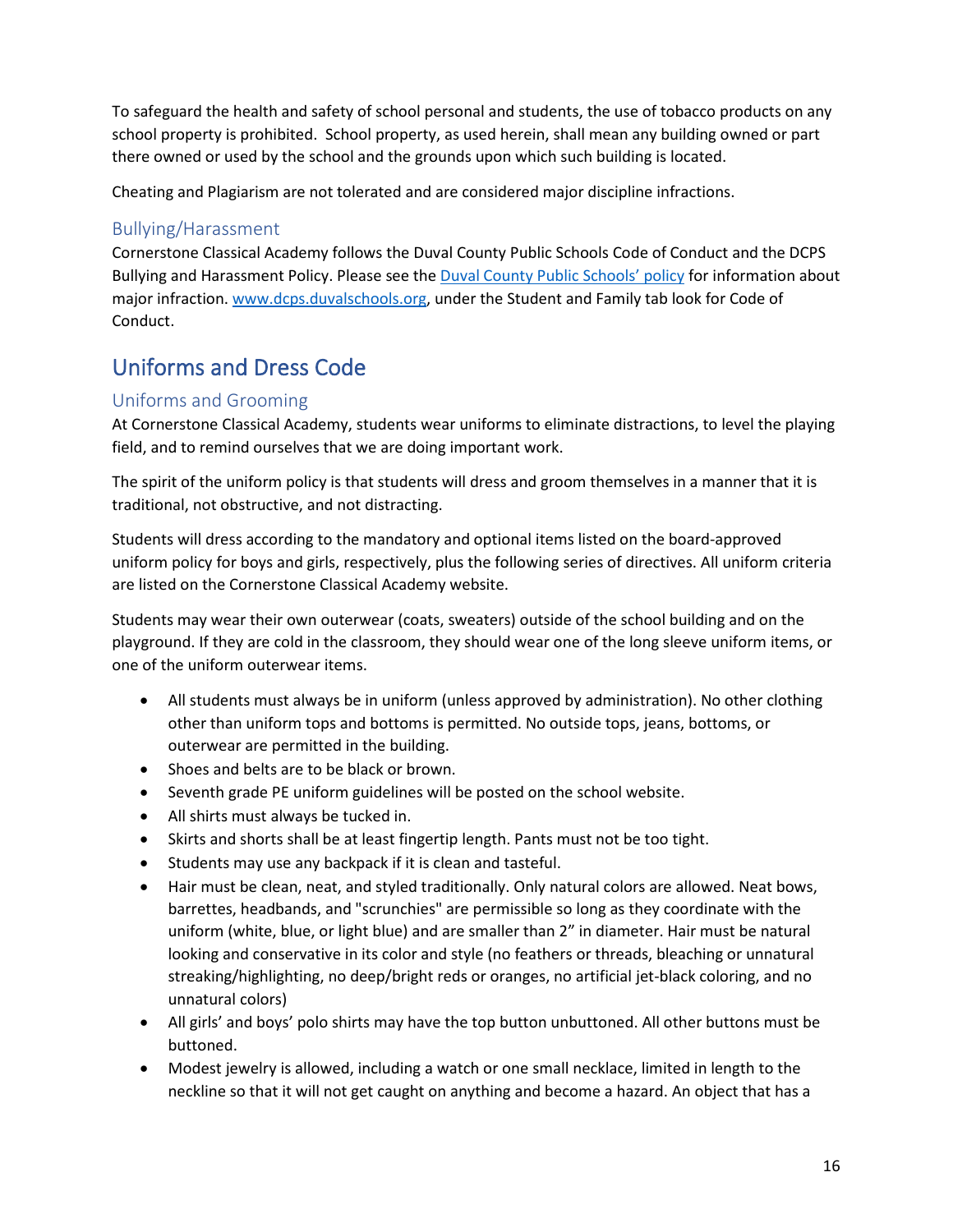To safeguard the health and safety of school personal and students, the use of tobacco products on any school property is prohibited. School property, as used herein, shall mean any building owned or part there owned or used by the school and the grounds upon which such building is located.

Cheating and Plagiarism are not tolerated and are considered major discipline infractions.

### Bullying/Harassment

Cornerstone Classical Academy follows the Duval County Public Schools Code of Conduct and the DCPS Bullying and Harassment Policy. Please see the [Duval County Public Schools' policy]() for information about major infraction. [www.dcps.duvalschools.org](www.dcps.duvalschools.org), under the Student and Family tab look for Code of Conduct.

## Uniforms and Dress Code

### Uniforms and Grooming

At Cornerstone Classical Academy, students wear uniforms to eliminate distractions, to level the playing field, and to remind ourselves that we are doing important work.

The spirit of the uniform policy is that students will dress and groom themselves in a manner that it is traditional, not obstructive, and not distracting.

Students will dress according to the mandatory and optional items listed on the board-approved uniform policy for boys and girls, respectively, plus the following series of directives. All uniform criteria are listed on the Cornerstone Classical Academy website.

Students may wear their own outerwear (coats, sweaters) outside of the school building and on the playground. If they are cold in the classroom, they should wear one of the long sleeve uniform items, or one of the uniform outerwear items.

- All students must always be in uniform (unless approved by administration). No other clothing other than uniform tops and bottoms is permitted. No outside tops, jeans, bottoms, or outerwear are permitted in the building.
- Shoes and belts are to be black or brown.
- Seventh grade PE uniform guidelines will be posted on the school website.
- All shirts must always be tucked in.
- Skirts and shorts shall be at least fingertip length. Pants must not be too tight.
- Students may use any backpack if it is clean and tasteful.
- Hair must be clean, neat, and styled traditionally. Only natural colors are allowed. Neat bows, barrettes, headbands, and "scrunchies" are permissible so long as they coordinate with the uniform (white, blue, or light blue) and are smaller than 2" in diameter. Hair must be natural looking and conservative in its color and style (no feathers or threads, bleaching or unnatural streaking/highlighting, no deep/bright reds or oranges, no artificial jet-black coloring, and no unnatural colors)
- All girls' and boys' polo shirts may have the top button unbuttoned. All other buttons must be buttoned.
- Modest jewelry is allowed, including a watch or one small necklace, limited in length to the neckline so that it will not get caught on anything and become a hazard. An object that has a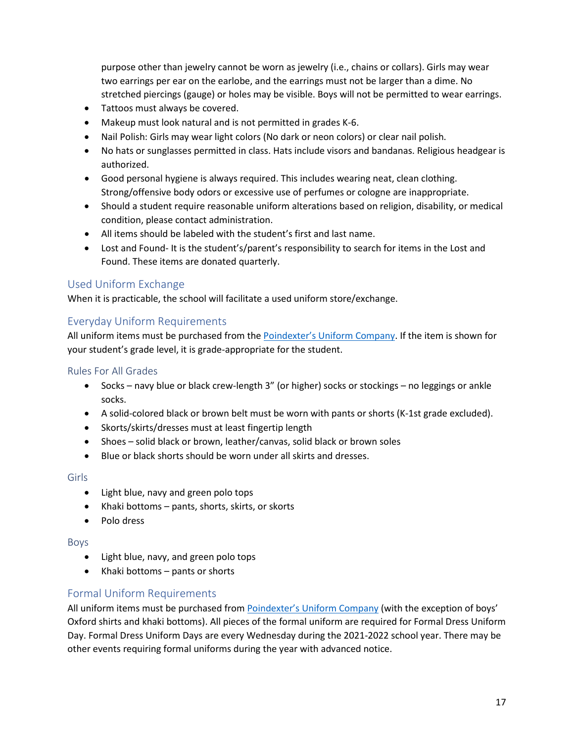purpose other than jewelry cannot be worn as jewelry (i.e., chains or collars). Girls may wear two earrings per ear on the earlobe, and the earrings must not be larger than a dime. No stretched piercings (gauge) or holes may be visible. Boys will not be permitted to wear earrings.

- Tattoos must always be covered.
- Makeup must look natural and is not permitted in grades K-6.
- Nail Polish: Girls may wear light colors (No dark or neon colors) or clear nail polish.
- No hats or sunglasses permitted in class. Hats include visors and bandanas. Religious headgear is authorized.
- Good personal hygiene is always required. This includes wearing neat, clean clothing. Strong/offensive body odors or excessive use of perfumes or cologne are inappropriate.
- Should a student require reasonable uniform alterations based on religion, disability, or medical condition, please contact administration.
- All items should be labeled with the student's first and last name.
- Lost and Found- It is the student's/parent's responsibility to search for items in the Lost and Found. These items are donated quarterly.

## Used Uniform Exchange

When it is practicable, the school will facilitate a used uniform store/exchange.

## Everyday Uniform Requirements

All uniform items must be purchased from the Poindexter's Uniform Company. If the item is shown for your student's grade level, it is grade-appropriate for the student.

### Rules For All Grades

- Socks – navy blue or black crew-length 3" (or higher) socks or stockings – no leggings or ankle socks.
- A solid-colored black or brown belt must be worn with pants or shorts (K-1st grade excluded).
- Skorts/skirts/dresses must at least fingertip length
- Shoes – solid black or brown, leather/canvas, solid black or brown soles
- Blue or black shorts should be worn under all skirts and dresses.

### Girls

- Light blue, navy and green polo tops
- Khaki bottoms – pants, shorts, skirts, or skorts
- Polo dress

### Boys

- Light blue, navy, and green polo tops
- Khaki bottoms – pants or shorts

## Formal Uniform Requirements

All uniform items must be purchased from Poindexter's Uniform Company (with the exception of boys' Oxford shirts and khaki bottoms). All pieces of the formal uniform are required for Formal Dress Uniform Day. Formal Dress Uniform Days are every Wednesday during the 2021-2022 school year. There may be other events requiring formal uniforms during the year with advanced notice.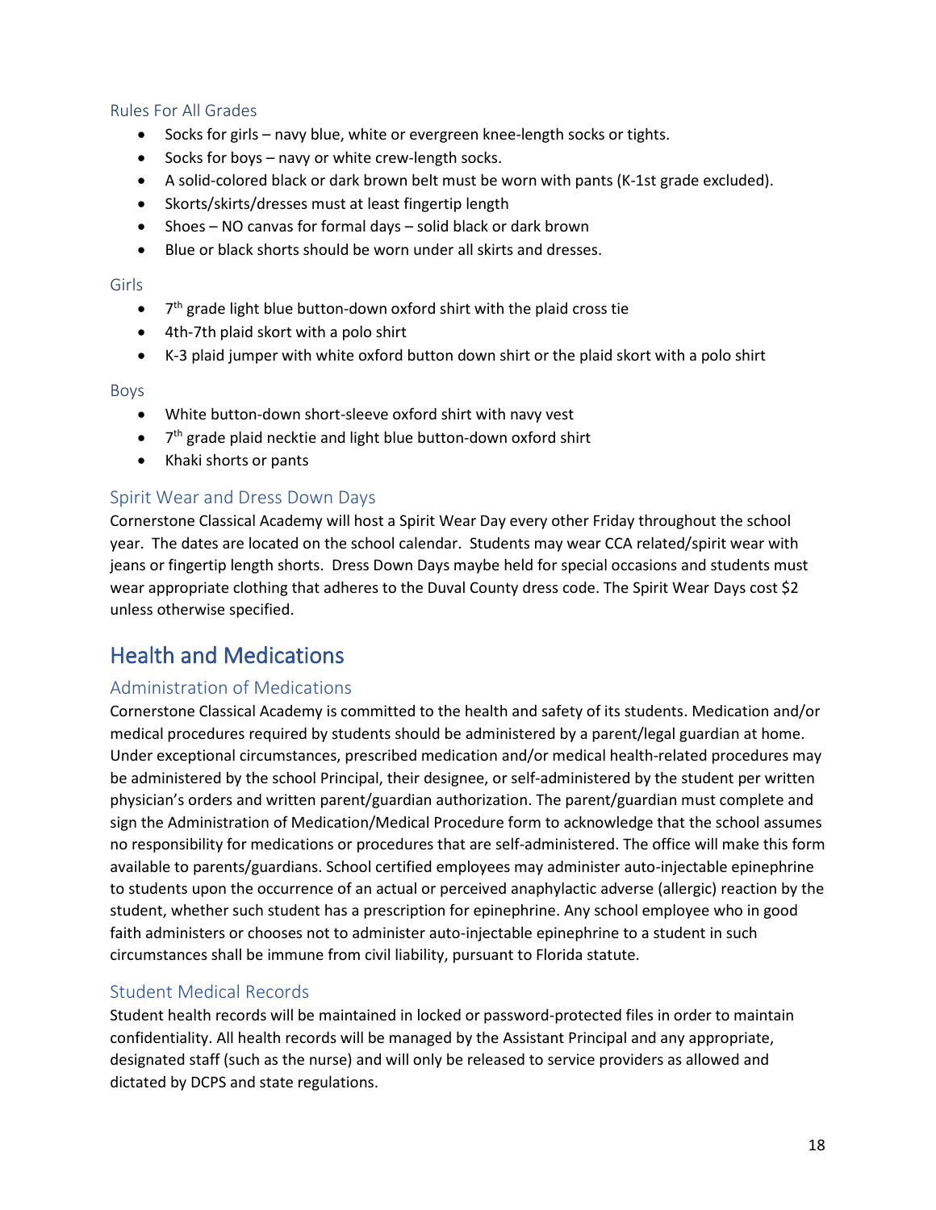### Rules For All Grades

- Socks for girls – navy blue, white or evergreen knee-length socks or tights.
- Socks for boys – navy or white crew-length socks.
- A solid-colored black or dark brown belt must be worn with pants (K-1st grade excluded).
- Skorts/skirts/dresses must at least fingertip length
- Shoes – NO canvas for formal days – solid black or dark brown
- Blue or black shorts should be worn under all skirts and dresses.

### Girls

- 7th grade light blue button-down oxford shirt with the plaid cross tie
- 4th-7th plaid skort with a polo shirt
- K-3 plaid jumper with white oxford button down shirt or the plaid skort with a polo shirt

### Boys

- White button-down short-sleeve oxford shirt with navy vest
- 7th grade plaid necktie and light blue button-down oxford shirt
- Khaki shorts or pants

### Spirit Wear and Dress Down Days

Cornerstone Classical Academy will host a Spirit Wear Day every other Friday throughout the school year. The dates are located on the school calendar. Students may wear CCA related/spirit wear with jeans or fingertip length shorts. Dress Down Days maybe held for special occasions and students must wear appropriate clothing that adheres to the Duval County dress code. The Spirit Wear Days cost $2 unless otherwise specified.

## Health and Medications

### Administration of Medications

Cornerstone Classical Academy is committed to the health and safety of its students. Medication and/or medical procedures required by students should be administered by a parent/legal guardian at home. Under exceptional circumstances, prescribed medication and/or medical health-related procedures may be administered by the school Principal, their designee, or self-administered by the student per written physician's orders and written parent/guardian authorization. The parent/guardian must complete and sign the Administration of Medication/Medical Procedure form to acknowledge that the school assumes no responsibility for medications or procedures that are self-administered. The office will make this form available to parents/guardians. School certified employees may administer auto-injectable epinephrine to students upon the occurrence of an actual or perceived anaphylactic adverse (allergic) reaction by the student, whether such student has a prescription for epinephrine. Any school employee who in good faith administers or chooses not to administer auto-injectable epinephrine to a student in such circumstances shall be immune from civil liability, pursuant to Florida statute.

### Student Medical Records

Student health records will be maintained in locked or password-protected files in order to maintain confidentiality. All health records will be managed by the Assistant Principal and any appropriate, designated staff (such as the nurse) and will only be released to service providers as allowed and dictated by DCPS and state regulations.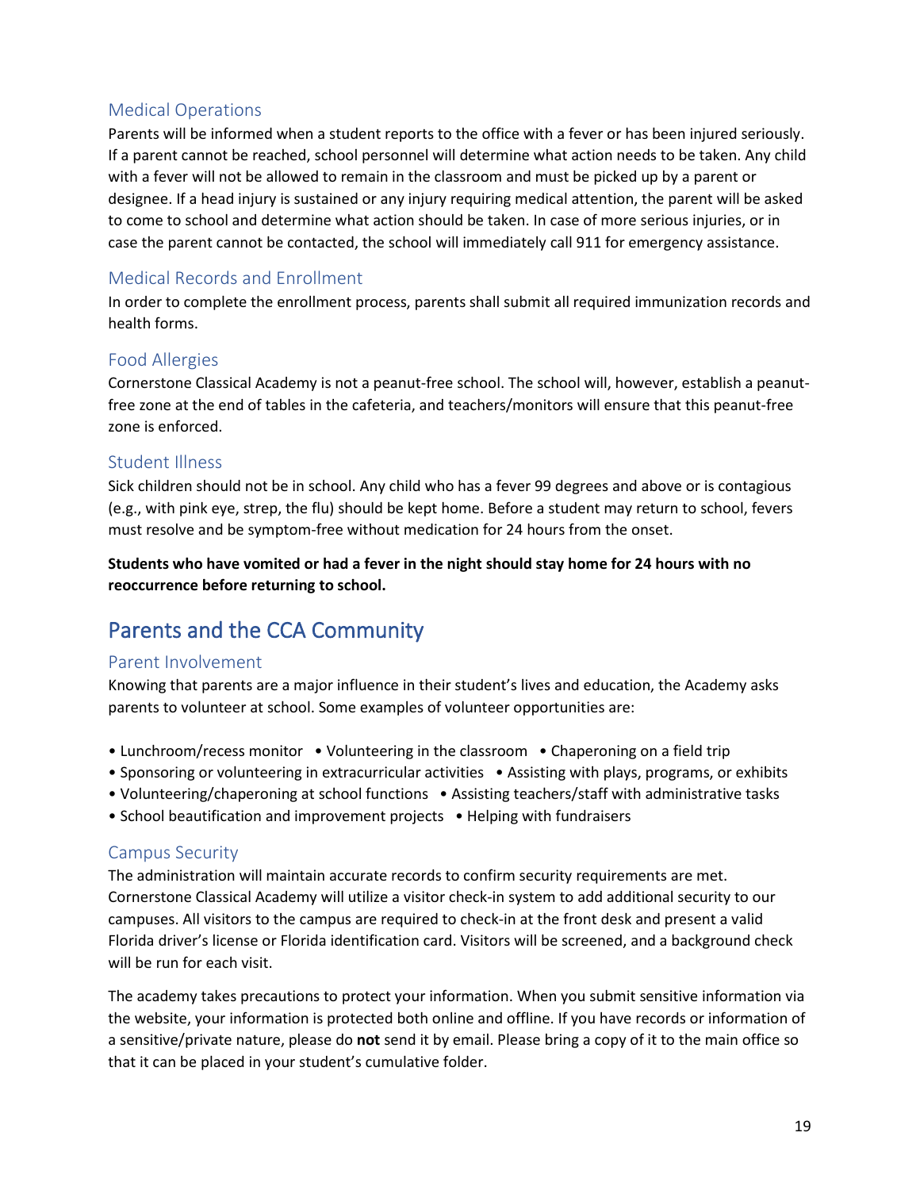### Medical Operations

Parents will be informed when a student reports to the office with a fever or has been injured seriously. If a parent cannot be reached, school personnel will determine what action needs to be taken. Any child with a fever will not be allowed to remain in the classroom and must be picked up by a parent or designee. If a head injury is sustained or any injury requiring medical attention, the parent will be asked to come to school and determine what action should be taken. In case of more serious injuries, or in case the parent cannot be contacted, the school will immediately call 911 for emergency assistance.

### Medical Records and Enrollment

In order to complete the enrollment process, parents shall submit all required immunization records and health forms.

### Food Allergies

Cornerstone Classical Academy is not a peanut-free school. The school will, however, establish a peanut-free zone at the end of tables in the cafeteria, and teachers/monitors will ensure that this peanut-free zone is enforced.

### Student Illness

Sick children should not be in school. Any child who has a fever 99 degrees and above or is contagious (e.g., with pink eye, strep, the flu) should be kept home. Before a student may return to school, fevers must resolve and be symptom-free without medication for 24 hours from the onset.

**Students who have vomited or had a fever in the night should stay home for 24 hours with no reoccurrence before returning to school.**

## Parents and the CCA Community

### Parent Involvement

Knowing that parents are a major influence in their student's lives and education, the Academy asks parents to volunteer at school. Some examples of volunteer opportunities are:

- Lunchroom/recess monitor
- Volunteering in the classroom
- Chaperoning on a field trip
- Sponsoring or volunteering in extracurricular activities
- Assisting with plays, programs, or exhibits
- Volunteering/chaperoning at school functions
- Assisting teachers/staff with administrative tasks
- School beautification and improvement projects
- Helping with fundraisers

### Campus Security

The administration will maintain accurate records to confirm security requirements are met. Cornerstone Classical Academy will utilize a visitor check-in system to add additional security to our campuses. All visitors to the campus are required to check-in at the front desk and present a valid Florida driver's license or Florida identification card. Visitors will be screened, and a background check will be run for each visit.

The academy takes precautions to protect your information. When you submit sensitive information via the website, your information is protected both online and offline. If you have records or information of a sensitive/private nature, please do **not** send it by email. Please bring a copy of it to the main office so that it can be placed in your student's cumulative folder.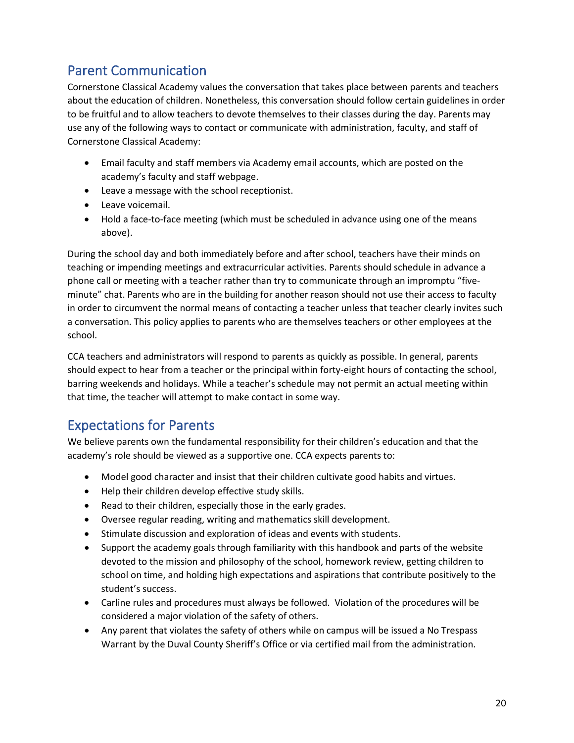## Parent Communication

Cornerstone Classical Academy values the conversation that takes place between parents and teachers about the education of children. Nonetheless, this conversation should follow certain guidelines in order to be fruitful and to allow teachers to devote themselves to their classes during the day. Parents may use any of the following ways to contact or communicate with administration, faculty, and staff of Cornerstone Classical Academy:

- Email faculty and staff members via Academy email accounts, which are posted on the academy's faculty and staff webpage.
- Leave a message with the school receptionist.
- Leave voicemail.
- Hold a face-to-face meeting (which must be scheduled in advance using one of the means above).

During the school day and both immediately before and after school, teachers have their minds on teaching or impending meetings and extracurricular activities. Parents should schedule in advance a phone call or meeting with a teacher rather than try to communicate through an impromptu "five-minute" chat. Parents who are in the building for another reason should not use their access to faculty in order to circumvent the normal means of contacting a teacher unless that teacher clearly invites such a conversation. This policy applies to parents who are themselves teachers or other employees at the school.

CCA teachers and administrators will respond to parents as quickly as possible. In general, parents should expect to hear from a teacher or the principal within forty-eight hours of contacting the school, barring weekends and holidays. While a teacher's schedule may not permit an actual meeting within that time, the teacher will attempt to make contact in some way.

## Expectations for Parents

We believe parents own the fundamental responsibility for their children's education and that the academy's role should be viewed as a supportive one. CCA expects parents to:

- Model good character and insist that their children cultivate good habits and virtues.
- Help their children develop effective study skills.
- Read to their children, especially those in the early grades.
- Oversee regular reading, writing and mathematics skill development.
- Stimulate discussion and exploration of ideas and events with students.
- Support the academy goals through familiarity with this handbook and parts of the website devoted to the mission and philosophy of the school, homework review, getting children to school on time, and holding high expectations and aspirations that contribute positively to the student's success.
- Carline rules and procedures must always be followed. Violation of the procedures will be considered a major violation of the safety of others.
- Any parent that violates the safety of others while on campus will be issued a No Trespass Warrant by the Duval County Sheriff's Office or via certified mail from the administration.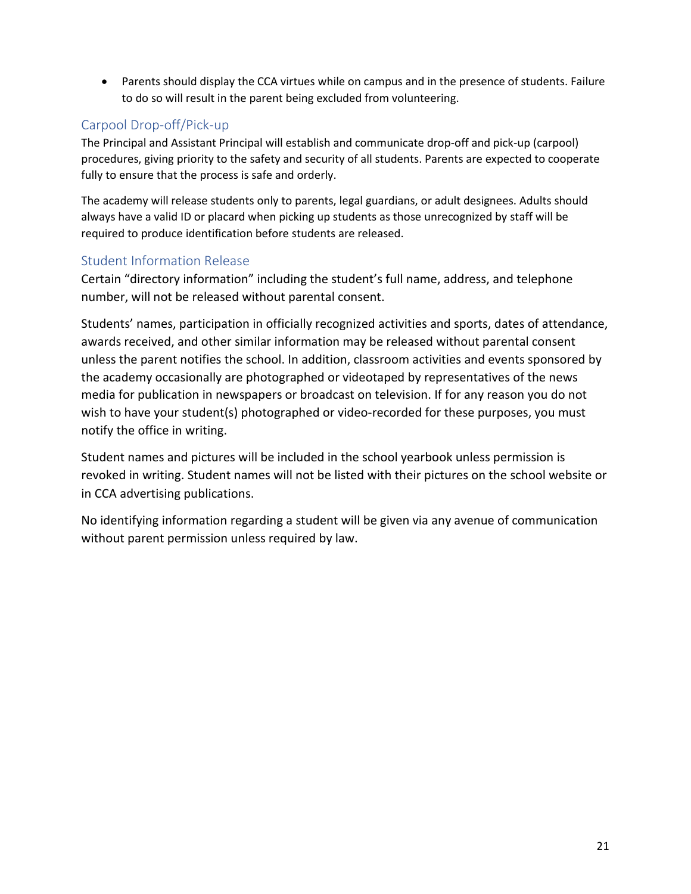- Parents should display the CCA virtues while on campus and in the presence of students. Failure to do so will result in the parent being excluded from volunteering.

## Carpool Drop-off/Pick-up

The Principal and Assistant Principal will establish and communicate drop-off and pick-up (carpool) procedures, giving priority to the safety and security of all students. Parents are expected to cooperate fully to ensure that the process is safe and orderly.

The academy will release students only to parents, legal guardians, or adult designees. Adults should always have a valid ID or placard when picking up students as those unrecognized by staff will be required to produce identification before students are released.

## Student Information Release

Certain "directory information" including the student's full name, address, and telephone number, will not be released without parental consent.

Students' names, participation in officially recognized activities and sports, dates of attendance, awards received, and other similar information may be released without parental consent unless the parent notifies the school. In addition, classroom activities and events sponsored by the academy occasionally are photographed or videotaped by representatives of the news media for publication in newspapers or broadcast on television. If for any reason you do not wish to have your student(s) photographed or video-recorded for these purposes, you must notify the office in writing.

Student names and pictures will be included in the school yearbook unless permission is revoked in writing. Student names will not be listed with their pictures on the school website or in CCA advertising publications.

No identifying information regarding a student will be given via any avenue of communication without parent permission unless required by law.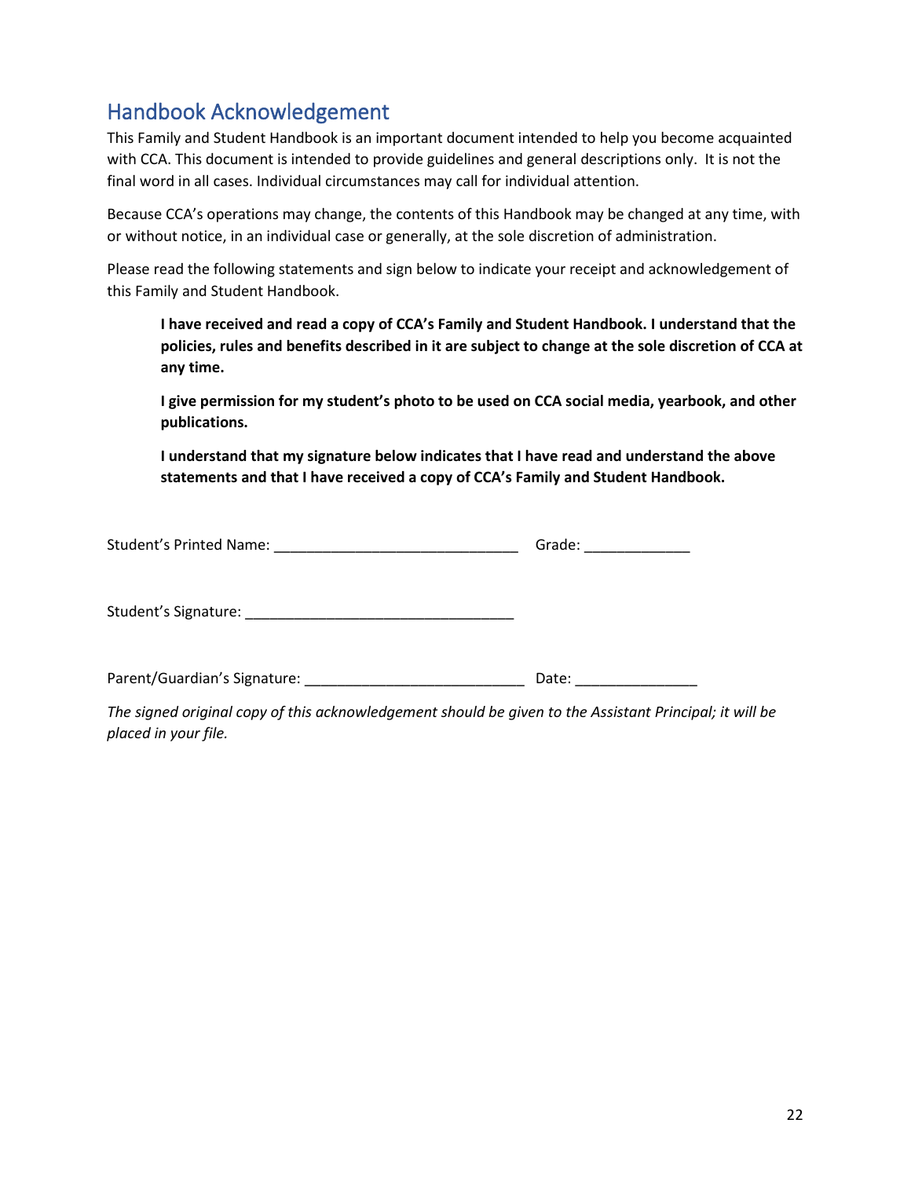## Handbook Acknowledgement

This Family and Student Handbook is an important document intended to help you become acquainted with CCA. This document is intended to provide guidelines and general descriptions only. It is not the final word in all cases. Individual circumstances may call for individual attention.

Because CCA's operations may change, the contents of this Handbook may be changed at any time, with or without notice, in an individual case or generally, at the sole discretion of administration.

Please read the following statements and sign below to indicate your receipt and acknowledgement of this Family and Student Handbook.

> **I have received and read a copy of CCA's Family and Student Handbook. I understand that the policies, rules and benefits described in it are subject to change at the sole discretion of CCA at any time.**
>
> **I give permission for my student's photo to be used on CCA social media, yearbook, and other publications.**
>
> **I understand that my signature below indicates that I have read and understand the above statements and that I have received a copy of CCA's Family and Student Handbook.**

Student's Printed Name: ______________________________ Grade: _____________

Student's Signature: _________________________________

Parent/Guardian's Signature: ___________________________ Date: _______________

*The signed original copy of this acknowledgement should be given to the Assistant Principal; it will be placed in your file.*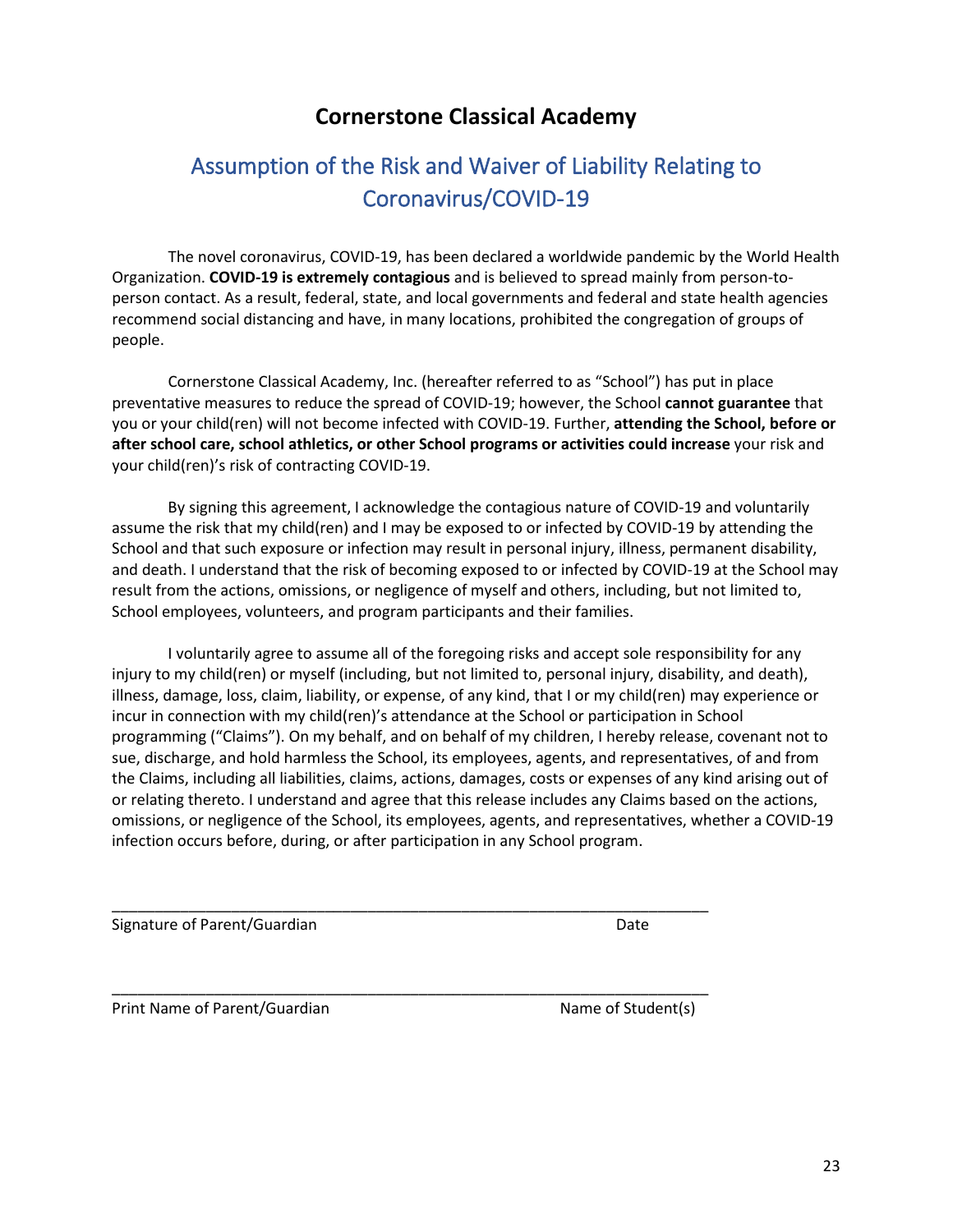# Cornerstone Classical Academy

## Assumption of the Risk and Waiver of Liability Relating to Coronavirus/COVID-19

The novel coronavirus, COVID-19, has been declared a worldwide pandemic by the World Health Organization. **COVID-19 is extremely contagious** and is believed to spread mainly from person-to-person contact. As a result, federal, state, and local governments and federal and state health agencies recommend social distancing and have, in many locations, prohibited the congregation of groups of people.

Cornerstone Classical Academy, Inc. (hereafter referred to as "School") has put in place preventative measures to reduce the spread of COVID-19; however, the School **cannot guarantee** that you or your child(ren) will not become infected with COVID-19. Further, **attending the School, before or after school care, school athletics, or other School programs or activities could increase** your risk and your child(ren)'s risk of contracting COVID-19.

By signing this agreement, I acknowledge the contagious nature of COVID-19 and voluntarily assume the risk that my child(ren) and I may be exposed to or infected by COVID-19 by attending the School and that such exposure or infection may result in personal injury, illness, permanent disability, and death. I understand that the risk of becoming exposed to or infected by COVID-19 at the School may result from the actions, omissions, or negligence of myself and others, including, but not limited to, School employees, volunteers, and program participants and their families.

I voluntarily agree to assume all of the foregoing risks and accept sole responsibility for any injury to my child(ren) or myself (including, but not limited to, personal injury, disability, and death), illness, damage, loss, claim, liability, or expense, of any kind, that I or my child(ren) may experience or incur in connection with my child(ren)'s attendance at the School or participation in School programming ("Claims"). On my behalf, and on behalf of my children, I hereby release, covenant not to sue, discharge, and hold harmless the School, its employees, agents, and representatives, of and from the Claims, including all liabilities, claims, actions, damages, costs or expenses of any kind arising out of or relating thereto. I understand and agree that this release includes any Claims based on the actions, omissions, or negligence of the School, its employees, agents, and representatives, whether a COVID-19 infection occurs before, during, or after participation in any School program.

\_\_\_\_\_\_\_\_\_\_\_\_\_\_\_\_\_\_\_\_\_\_\_\_\_\_\_\_\_\_\_\_\_\_\_\_\_\_\_\_\_\_\_\_\_\_\_\_\_\_\_\_\_\_\_\_\_\_\_\_\_\_\_\_\_\_\_\_\_\_

Signature of Parent/Guardian    Date

\_\_\_\_\_\_\_\_\_\_\_\_\_\_\_\_\_\_\_\_\_\_\_\_\_\_\_\_\_\_\_\_\_\_\_\_\_\_\_\_\_\_\_\_\_\_\_\_\_\_\_\_\_\_\_\_\_\_\_\_\_\_\_\_\_\_\_\_\_\_

Print Name of Parent/Guardian    Name of Student(s)